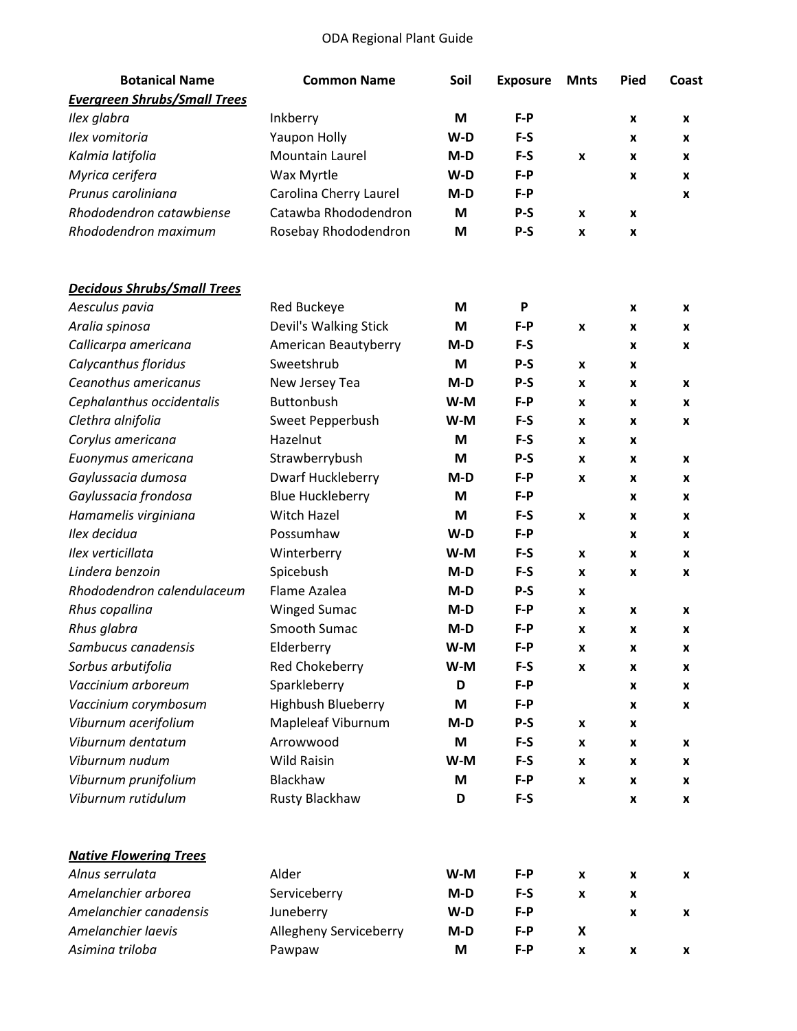# ODA Regional Plant Guide

| Botanical Name | Common Name | Soil | Exposure | Mnts | Pied | Coast |
|---|---|---|---|---|---|---|
| ***Evergreen Shrubs/Small Trees*** | | | | | | |
| *Ilex glabra* | Inkberry | M | F-P | | x | x |
| *Ilex vomitoria* | Yaupon Holly | W-D | F-S | | x | x |
| *Kalmia latifolia* | Mountain Laurel | M-D | F-S | x | x | x |
| *Myrica cerifera* | Wax Myrtle | W-D | F-P | | x | x |
| *Prunus caroliniana* | Carolina Cherry Laurel | M-D | F-P | | | x |
| *Rhododendron catawbiense* | Catawba Rhododendron | M | P-S | x | x | |
| *Rhododendron maximum* | Rosebay Rhododendron | M | P-S | x | x | |
| ***Decidous Shrubs/Small Trees*** | | | | | | |
| *Aesculus pavia* | Red Buckeye | M | P | | x | x |
| *Aralia spinosa* | Devil's Walking Stick | M | F-P | x | x | x |
| *Callicarpa americana* | American Beautyberry | M-D | F-S | | x | x |
| *Calycanthus floridus* | Sweetshrub | M | P-S | x | x | |
| *Ceanothus americanus* | New Jersey Tea | M-D | P-S | x | x | x |
| *Cephalanthus occidentalis* | Buttonbush | W-M | F-P | x | x | x |
| *Clethra alnifolia* | Sweet Pepperbush | W-M | F-S | x | x | x |
| *Corylus americana* | Hazelnut | M | F-S | x | x | |
| *Euonymus americana* | Strawberrybush | M | P-S | x | x | x |
| *Gaylussacia dumosa* | Dwarf Huckleberry | M-D | F-P | x | x | x |
| *Gaylussacia frondosa* | Blue Huckleberry | M | F-P | | x | x |
| *Hamamelis virginiana* | Witch Hazel | M | F-S | x | x | x |
| *Ilex decidua* | Possumhaw | W-D | F-P | | x | x |
| *Ilex verticillata* | Winterberry | W-M | F-S | x | x | x |
| *Lindera benzoin* | Spicebush | M-D | F-S | x | x | x |
| *Rhododendron calendulaceum* | Flame Azalea | M-D | P-S | x | | |
| *Rhus copallina* | Winged Sumac | M-D | F-P | x | x | x |
| *Rhus glabra* | Smooth Sumac | M-D | F-P | x | x | x |
| *Sambucus canadensis* | Elderberry | W-M | F-P | x | x | x |
| *Sorbus arbutifolia* | Red Chokeberry | W-M | F-S | x | x | x |
| *Vaccinium arboreum* | Sparkleberry | D | F-P | | x | x |
| *Vaccinium corymbosum* | Highbush Blueberry | M | F-P | | x | x |
| *Viburnum acerifolium* | Mapleleaf Viburnum | M-D | P-S | x | x | |
| *Viburnum dentatum* | Arrowwood | M | F-S | x | x | x |
| *Viburnum nudum* | Wild Raisin | W-M | F-S | x | x | x |
| *Viburnum prunifolium* | Blackhaw | M | F-P | x | x | x |
| *Viburnum rutidulum* | Rusty Blackhaw | D | F-S | | x | x |
| ***Native Flowering Trees*** | | | | | | |
| *Alnus serrulata* | Alder | W-M | F-P | x | x | x |
| *Amelanchier arborea* | Serviceberry | M-D | F-S | x | x | |
| *Amelanchier canadensis* | Juneberry | W-D | F-P | | x | x |
| *Amelanchier laevis* | Allegheny Serviceberry | M-D | F-P | X | | |
| *Asimina triloba* | Pawpaw | M | F-P | x | x | x |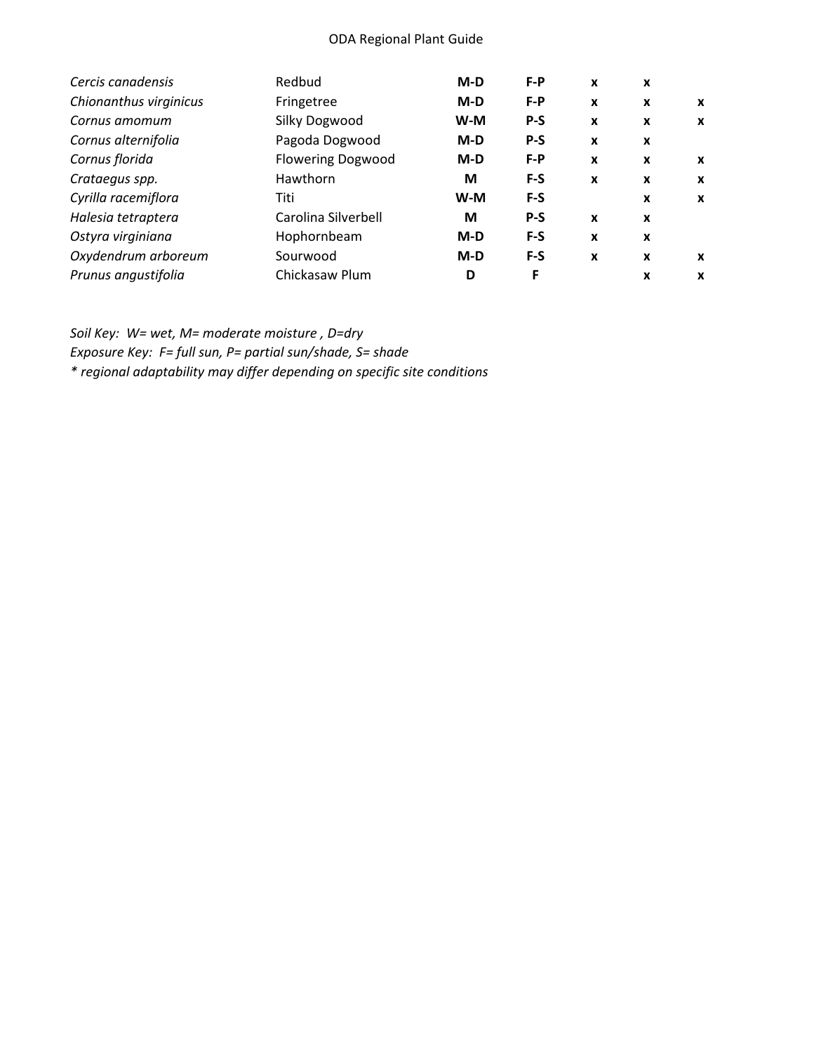| | | | | | | |
|---|---|---|---|---|---|---|
| *Cercis canadensis* | Redbud | **M-D** | **F-P** | **x** | **x** | |
| *Chionanthus virginicus* | Fringetree | **M-D** | **F-P** | **x** | **x** | **x** |
| *Cornus amomum* | Silky Dogwood | **W-M** | **P-S** | **x** | **x** | **x** |
| *Cornus alternifolia* | Pagoda Dogwood | **M-D** | **P-S** | **x** | **x** | |
| *Cornus florida* | Flowering Dogwood | **M-D** | **F-P** | **x** | **x** | **x** |
| *Crataegus spp.* | Hawthorn | **M** | **F-S** | **x** | **x** | **x** |
| *Cyrilla racemiflora* | Titi | **W-M** | **F-S** | | **x** | **x** |
| *Halesia tetraptera* | Carolina Silverbell | **M** | **P-S** | **x** | **x** | |
| *Ostyra virginiana* | Hophornbeam | **M-D** | **F-S** | **x** | **x** | |
| *Oxydendrum arboreum* | Sourwood | **M-D** | **F-S** | **x** | **x** | **x** |
| *Prunus angustifolia* | Chickasaw Plum | **D** | **F** | | **x** | **x** |

*Soil Key: W= wet, M= moderate moisture , D=dry*

*Exposure Key: F= full sun, P= partial sun/shade, S= shade*

*\* regional adaptability may differ depending on specific site conditions*